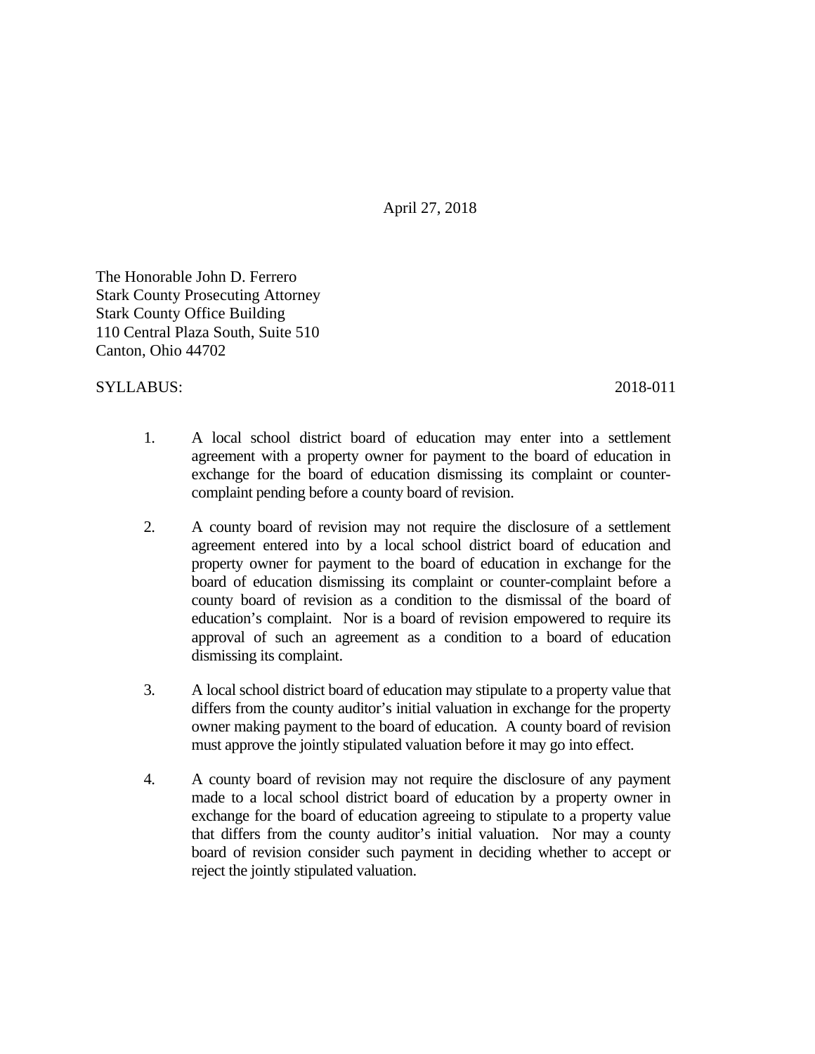April 27, 2018

The Honorable John D. Ferrero
Stark County Prosecuting Attorney
Stark County Office Building
110 Central Plaza South, Suite 510
Canton, Ohio 44702

SYLLABUS: 2018-011

1. A local school district board of education may enter into a settlement agreement with a property owner for payment to the board of education in exchange for the board of education dismissing its complaint or counter-complaint pending before a county board of revision.

2. A county board of revision may not require the disclosure of a settlement agreement entered into by a local school district board of education and property owner for payment to the board of education in exchange for the board of education dismissing its complaint or counter-complaint before a county board of revision as a condition to the dismissal of the board of education's complaint. Nor is a board of revision empowered to require its approval of such an agreement as a condition to a board of education dismissing its complaint.

3. A local school district board of education may stipulate to a property value that differs from the county auditor's initial valuation in exchange for the property owner making payment to the board of education. A county board of revision must approve the jointly stipulated valuation before it may go into effect.

4. A county board of revision may not require the disclosure of any payment made to a local school district board of education by a property owner in exchange for the board of education agreeing to stipulate to a property value that differs from the county auditor's initial valuation. Nor may a county board of revision consider such payment in deciding whether to accept or reject the jointly stipulated valuation.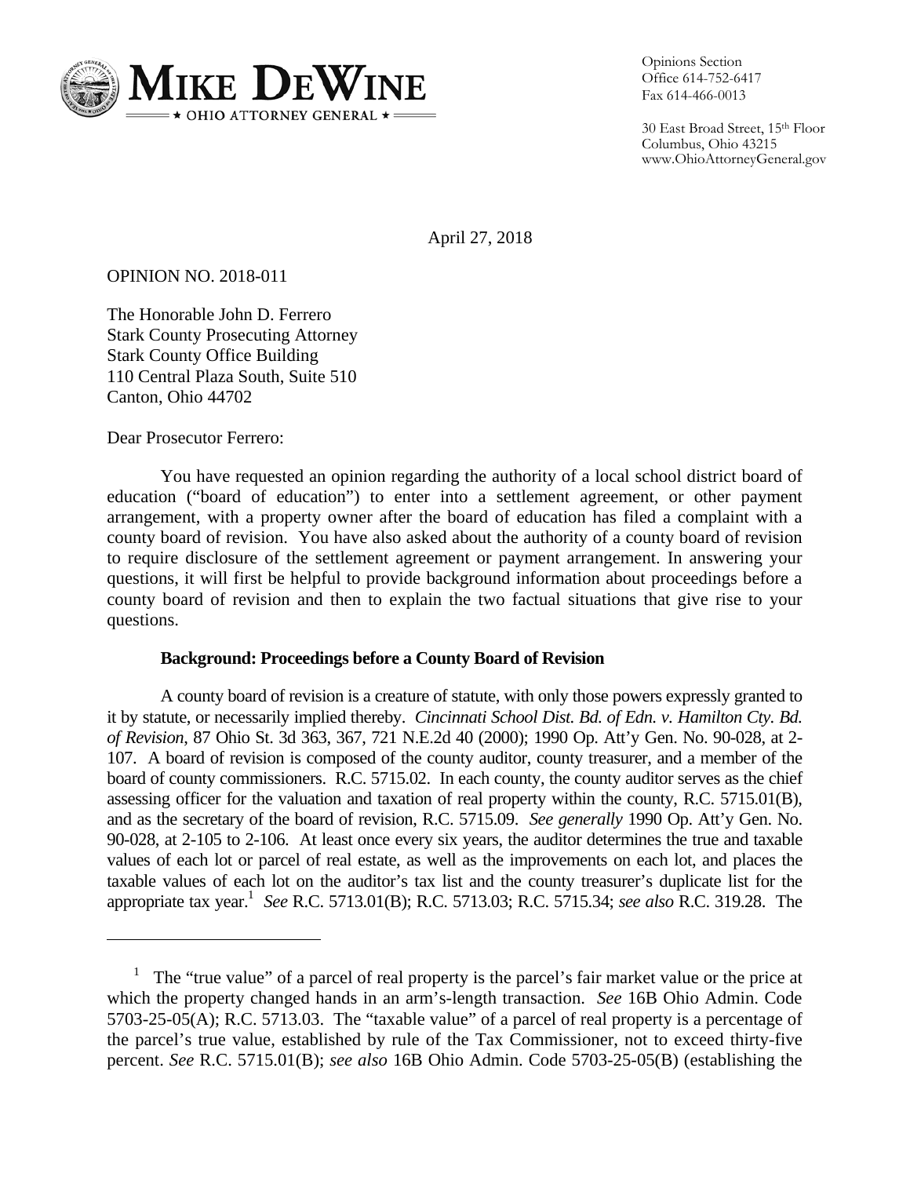Opinions Section
Office 614-752-6417
Fax 614-466-0013

30 East Broad Street, 15th Floor
Columbus, Ohio 43215
www.OhioAttorneyGeneral.gov

April 27, 2018

OPINION NO. 2018-011

The Honorable John D. Ferrero
Stark County Prosecuting Attorney
Stark County Office Building
110 Central Plaza South, Suite 510
Canton, Ohio 44702

Dear Prosecutor Ferrero:

You have requested an opinion regarding the authority of a local school district board of education ("board of education") to enter into a settlement agreement, or other payment arrangement, with a property owner after the board of education has filed a complaint with a county board of revision. You have also asked about the authority of a county board of revision to require disclosure of the settlement agreement or payment arrangement. In answering your questions, it will first be helpful to provide background information about proceedings before a county board of revision and then to explain the two factual situations that give rise to your questions.

**Background: Proceedings before a County Board of Revision**

A county board of revision is a creature of statute, with only those powers expressly granted to it by statute, or necessarily implied thereby. *Cincinnati School Dist. Bd. of Edn. v. Hamilton Cty. Bd. of Revision*, 87 Ohio St. 3d 363, 367, 721 N.E.2d 40 (2000); 1990 Op. Att'y Gen. No. 90-028, at 2-107. A board of revision is composed of the county auditor, county treasurer, and a member of the board of county commissioners. R.C. 5715.02. In each county, the county auditor serves as the chief assessing officer for the valuation and taxation of real property within the county, R.C. 5715.01(B), and as the secretary of the board of revision, R.C. 5715.09. *See generally* 1990 Op. Att'y Gen. No. 90-028, at 2-105 to 2-106. At least once every six years, the auditor determines the true and taxable values of each lot or parcel of real estate, as well as the improvements on each lot, and places the taxable values of each lot on the auditor's tax list and the county treasurer's duplicate list for the appropriate tax year.[1] *See* R.C. 5713.01(B); R.C. 5713.03; R.C. 5715.34; *see also* R.C. 319.28. The

---

[1] The "true value" of a parcel of real property is the parcel's fair market value or the price at which the property changed hands in an arm's-length transaction. *See* 16B Ohio Admin. Code 5703-25-05(A); R.C. 5713.03. The "taxable value" of a parcel of real property is a percentage of the parcel's true value, established by rule of the Tax Commissioner, not to exceed thirty-five percent. *See* R.C. 5715.01(B); *see also* 16B Ohio Admin. Code 5703-25-05(B) (establishing the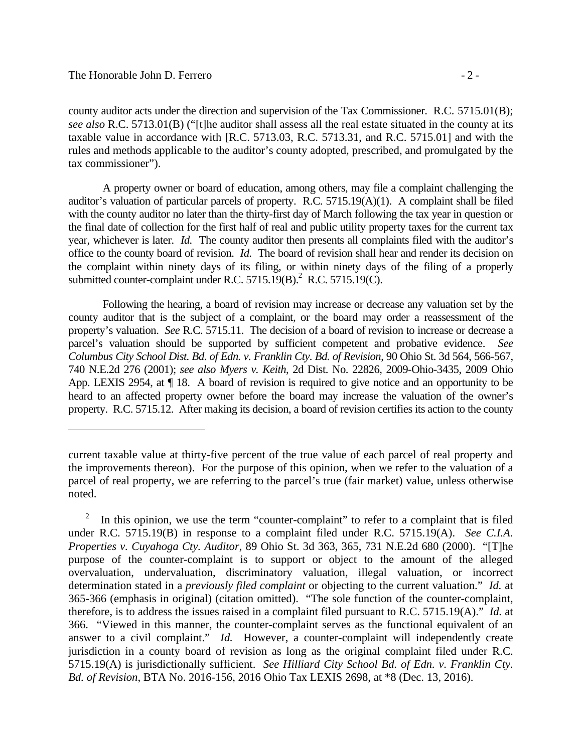county auditor acts under the direction and supervision of the Tax Commissioner. R.C. 5715.01(B); *see also* R.C. 5713.01(B) ("[t]he auditor shall assess all the real estate situated in the county at its taxable value in accordance with [R.C. 5713.03, R.C. 5713.31, and R.C. 5715.01] and with the rules and methods applicable to the auditor's county adopted, prescribed, and promulgated by the tax commissioner").

A property owner or board of education, among others, may file a complaint challenging the auditor's valuation of particular parcels of property. R.C. 5715.19(A)(1). A complaint shall be filed with the county auditor no later than the thirty-first day of March following the tax year in question or the final date of collection for the first half of real and public utility property taxes for the current tax year, whichever is later. *Id.* The county auditor then presents all complaints filed with the auditor's office to the county board of revision. *Id.* The board of revision shall hear and render its decision on the complaint within ninety days of its filing, or within ninety days of the filing of a properly submitted counter-complaint under R.C. 5715.19(B).[2] R.C. 5715.19(C).

Following the hearing, a board of revision may increase or decrease any valuation set by the county auditor that is the subject of a complaint, or the board may order a reassessment of the property's valuation. *See* R.C. 5715.11. The decision of a board of revision to increase or decrease a parcel's valuation should be supported by sufficient competent and probative evidence. *See Columbus City School Dist. Bd. of Edn. v. Franklin Cty. Bd. of Revision*, 90 Ohio St. 3d 564, 566-567, 740 N.E.2d 276 (2001); *see also Myers v. Keith*, 2d Dist. No. 22826, 2009-Ohio-3435, 2009 Ohio App. LEXIS 2954, at ¶ 18. A board of revision is required to give notice and an opportunity to be heard to an affected property owner before the board may increase the valuation of the owner's property. R.C. 5715.12. After making its decision, a board of revision certifies its action to the county

---

current taxable value at thirty-five percent of the true value of each parcel of real property and the improvements thereon). For the purpose of this opinion, when we refer to the valuation of a parcel of real property, we are referring to the parcel's true (fair market) value, unless otherwise noted.

[2] In this opinion, we use the term "counter-complaint" to refer to a complaint that is filed under R.C. 5715.19(B) in response to a complaint filed under R.C. 5715.19(A). *See C.I.A. Properties v. Cuyahoga Cty. Auditor*, 89 Ohio St. 3d 363, 365, 731 N.E.2d 680 (2000). "[T]he purpose of the counter-complaint is to support or object to the amount of the alleged overvaluation, undervaluation, discriminatory valuation, illegal valuation, or incorrect determination stated in a *previously filed complaint* or objecting to the current valuation." *Id.* at 365-366 (emphasis in original) (citation omitted). "The sole function of the counter-complaint, therefore, is to address the issues raised in a complaint filed pursuant to R.C. 5715.19(A)." *Id.* at 366. "Viewed in this manner, the counter-complaint serves as the functional equivalent of an answer to a civil complaint." *Id.* However, a counter-complaint will independently create jurisdiction in a county board of revision as long as the original complaint filed under R.C. 5715.19(A) is jurisdictionally sufficient. *See Hilliard City School Bd. of Edn. v. Franklin Cty. Bd. of Revision*, BTA No. 2016-156, 2016 Ohio Tax LEXIS 2698, at *8 (Dec. 13, 2016).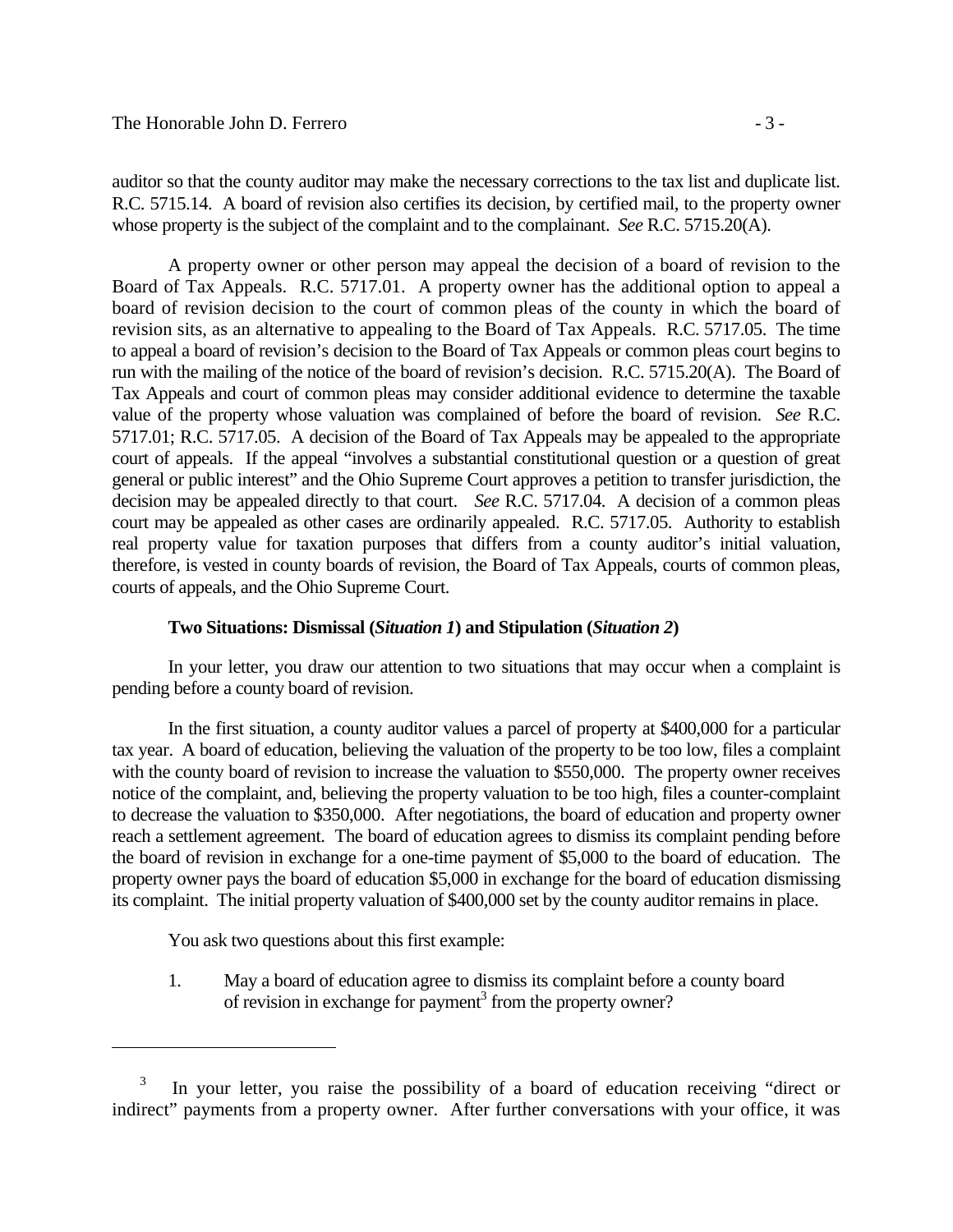auditor so that the county auditor may make the necessary corrections to the tax list and duplicate list. R.C. 5715.14. A board of revision also certifies its decision, by certified mail, to the property owner whose property is the subject of the complaint and to the complainant. *See* R.C. 5715.20(A).

A property owner or other person may appeal the decision of a board of revision to the Board of Tax Appeals. R.C. 5717.01. A property owner has the additional option to appeal a board of revision decision to the court of common pleas of the county in which the board of revision sits, as an alternative to appealing to the Board of Tax Appeals. R.C. 5717.05. The time to appeal a board of revision's decision to the Board of Tax Appeals or common pleas court begins to run with the mailing of the notice of the board of revision's decision. R.C. 5715.20(A). The Board of Tax Appeals and court of common pleas may consider additional evidence to determine the taxable value of the property whose valuation was complained of before the board of revision. *See* R.C. 5717.01; R.C. 5717.05. A decision of the Board of Tax Appeals may be appealed to the appropriate court of appeals. If the appeal "involves a substantial constitutional question or a question of great general or public interest" and the Ohio Supreme Court approves a petition to transfer jurisdiction, the decision may be appealed directly to that court. *See* R.C. 5717.04. A decision of a common pleas court may be appealed as other cases are ordinarily appealed. R.C. 5717.05. Authority to establish real property value for taxation purposes that differs from a county auditor's initial valuation, therefore, is vested in county boards of revision, the Board of Tax Appeals, courts of common pleas, courts of appeals, and the Ohio Supreme Court.

**Two Situations: Dismissal (*Situation 1*) and Stipulation (*Situation 2*)**

In your letter, you draw our attention to two situations that may occur when a complaint is pending before a county board of revision.

In the first situation, a county auditor values a parcel of property at $400,000 for a particular tax year. A board of education, believing the valuation of the property to be too low, files a complaint with the county board of revision to increase the valuation to $550,000. The property owner receives notice of the complaint, and, believing the property valuation to be too high, files a counter-complaint to decrease the valuation to $350,000. After negotiations, the board of education and property owner reach a settlement agreement. The board of education agrees to dismiss its complaint pending before the board of revision in exchange for a one-time payment of $5,000 to the board of education. The property owner pays the board of education $5,000 in exchange for the board of education dismissing its complaint. The initial property valuation of $400,000 set by the county auditor remains in place.

You ask two questions about this first example:

1. May a board of education agree to dismiss its complaint before a county board of revision in exchange for payment[3] from the property owner?

---

[3] In your letter, you raise the possibility of a board of education receiving "direct or indirect" payments from a property owner. After further conversations with your office, it was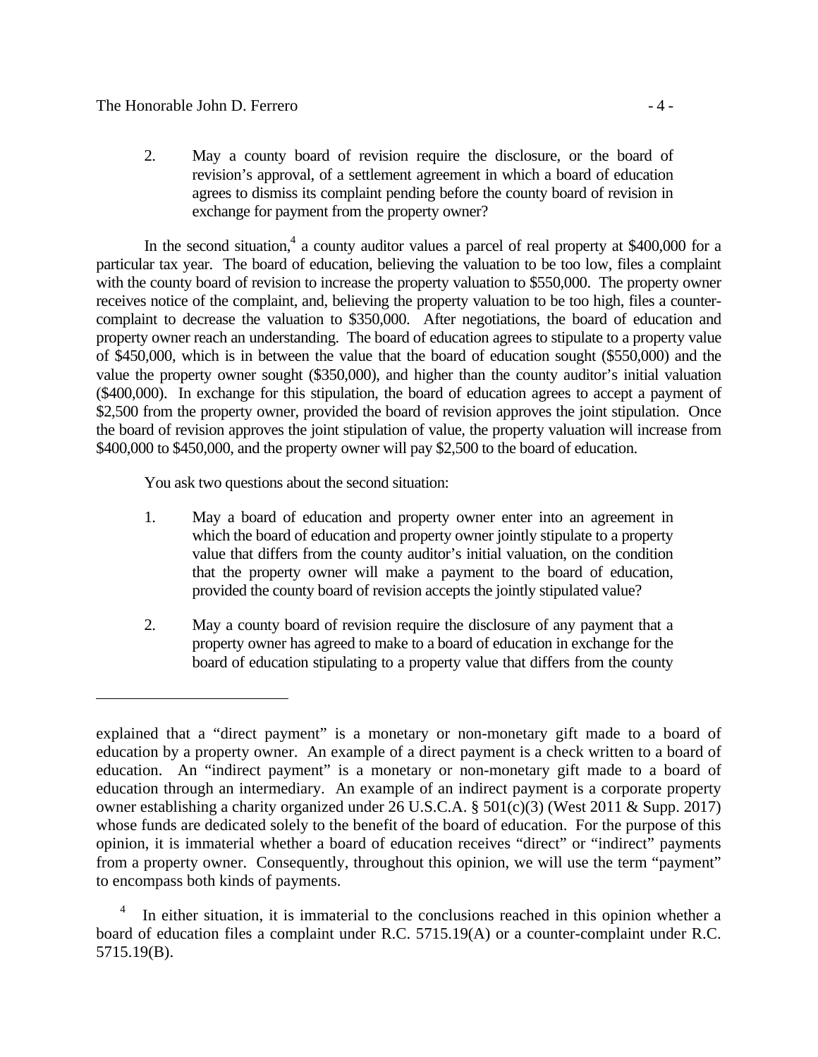2. May a county board of revision require the disclosure, or the board of revision's approval, of a settlement agreement in which a board of education agrees to dismiss its complaint pending before the county board of revision in exchange for payment from the property owner?

In the second situation,[4] a county auditor values a parcel of real property at $400,000 for a particular tax year. The board of education, believing the valuation to be too low, files a complaint with the county board of revision to increase the property valuation to $550,000. The property owner receives notice of the complaint, and, believing the property valuation to be too high, files a counter-complaint to decrease the valuation to $350,000. After negotiations, the board of education and property owner reach an understanding. The board of education agrees to stipulate to a property value of $450,000, which is in between the value that the board of education sought ($550,000) and the value the property owner sought ($350,000), and higher than the county auditor's initial valuation ($400,000). In exchange for this stipulation, the board of education agrees to accept a payment of $2,500 from the property owner, provided the board of revision approves the joint stipulation. Once the board of revision approves the joint stipulation of value, the property valuation will increase from $400,000 to $450,000, and the property owner will pay $2,500 to the board of education.

You ask two questions about the second situation:

1. May a board of education and property owner enter into an agreement in which the board of education and property owner jointly stipulate to a property value that differs from the county auditor's initial valuation, on the condition that the property owner will make a payment to the board of education, provided the county board of revision accepts the jointly stipulated value?

2. May a county board of revision require the disclosure of any payment that a property owner has agreed to make to a board of education in exchange for the board of education stipulating to a property value that differs from the county

---

explained that a "direct payment" is a monetary or non-monetary gift made to a board of education by a property owner. An example of a direct payment is a check written to a board of education. An "indirect payment" is a monetary or non-monetary gift made to a board of education through an intermediary. An example of an indirect payment is a corporate property owner establishing a charity organized under 26 U.S.C.A. § 501(c)(3) (West 2011 & Supp. 2017) whose funds are dedicated solely to the benefit of the board of education. For the purpose of this opinion, it is immaterial whether a board of education receives "direct" or "indirect" payments from a property owner. Consequently, throughout this opinion, we will use the term "payment" to encompass both kinds of payments.

[4] In either situation, it is immaterial to the conclusions reached in this opinion whether a board of education files a complaint under R.C. 5715.19(A) or a counter-complaint under R.C. 5715.19(B).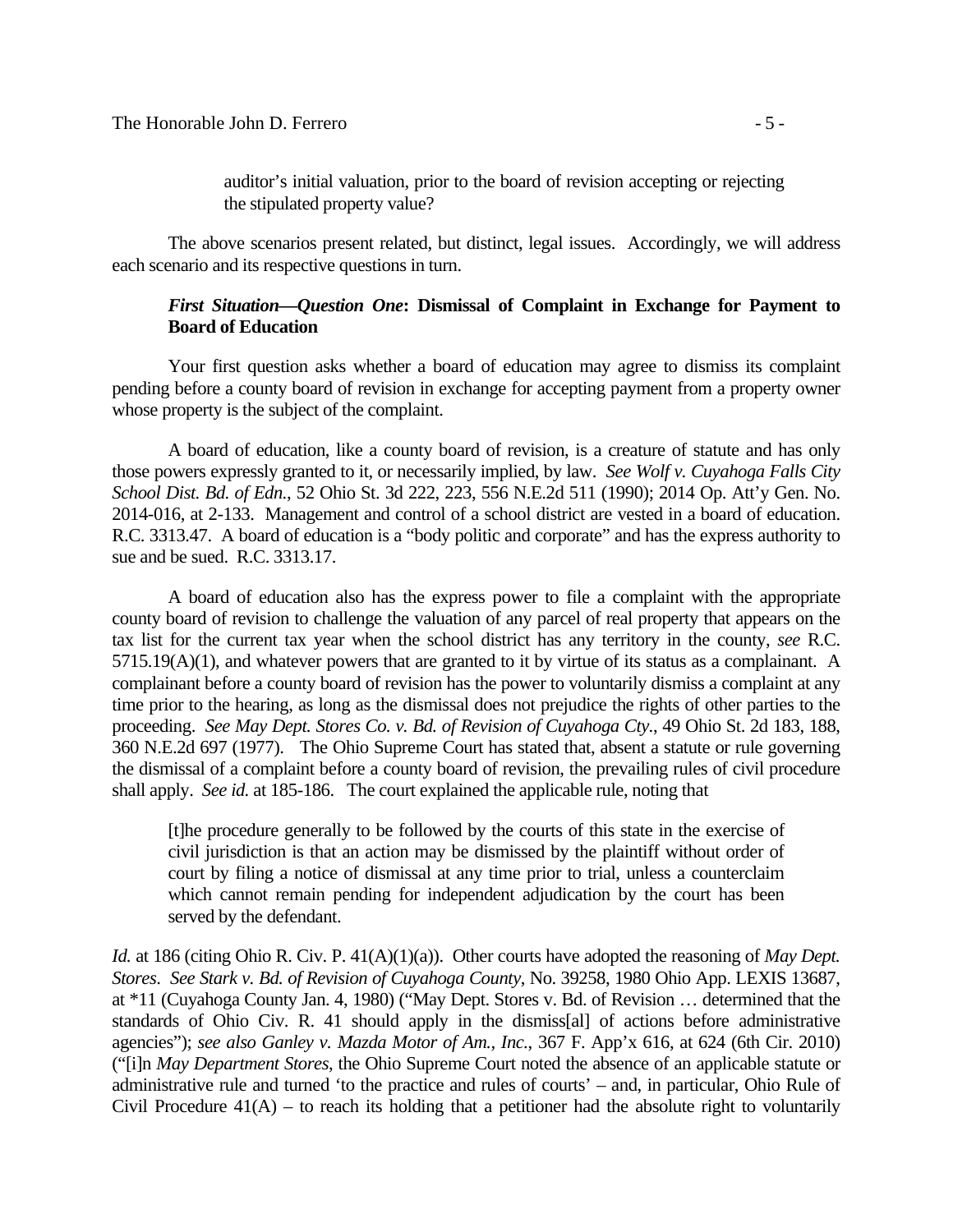> auditor's initial valuation, prior to the board of revision accepting or rejecting the stipulated property value?

The above scenarios present related, but distinct, legal issues. Accordingly, we will address each scenario and its respective questions in turn.

### ***First Situation—Question One*: Dismissal of Complaint in Exchange for Payment to Board of Education**

Your first question asks whether a board of education may agree to dismiss its complaint pending before a county board of revision in exchange for accepting payment from a property owner whose property is the subject of the complaint.

A board of education, like a county board of revision, is a creature of statute and has only those powers expressly granted to it, or necessarily implied, by law. *See Wolf v. Cuyahoga Falls City School Dist. Bd. of Edn.*, 52 Ohio St. 3d 222, 223, 556 N.E.2d 511 (1990); 2014 Op. Att'y Gen. No. 2014-016, at 2-133. Management and control of a school district are vested in a board of education. R.C. 3313.47. A board of education is a "body politic and corporate" and has the express authority to sue and be sued. R.C. 3313.17.

A board of education also has the express power to file a complaint with the appropriate county board of revision to challenge the valuation of any parcel of real property that appears on the tax list for the current tax year when the school district has any territory in the county, *see* R.C. 5715.19(A)(1), and whatever powers that are granted to it by virtue of its status as a complainant. A complainant before a county board of revision has the power to voluntarily dismiss a complaint at any time prior to the hearing, as long as the dismissal does not prejudice the rights of other parties to the proceeding. *See May Dept. Stores Co. v. Bd. of Revision of Cuyahoga Cty.*, 49 Ohio St. 2d 183, 188, 360 N.E.2d 697 (1977). The Ohio Supreme Court has stated that, absent a statute or rule governing the dismissal of a complaint before a county board of revision, the prevailing rules of civil procedure shall apply. *See id.* at 185-186. The court explained the applicable rule, noting that

> [t]he procedure generally to be followed by the courts of this state in the exercise of civil jurisdiction is that an action may be dismissed by the plaintiff without order of court by filing a notice of dismissal at any time prior to trial, unless a counterclaim which cannot remain pending for independent adjudication by the court has been served by the defendant.

*Id.* at 186 (citing Ohio R. Civ. P. 41(A)(1)(a)). Other courts have adopted the reasoning of *May Dept. Stores*. *See Stark v. Bd. of Revision of Cuyahoga County*, No. 39258, 1980 Ohio App. LEXIS 13687, at *11 (Cuyahoga County Jan. 4, 1980) ("May Dept. Stores v. Bd. of Revision … determined that the standards of Ohio Civ. R. 41 should apply in the dismiss[al] of actions before administrative agencies"); *see also Ganley v. Mazda Motor of Am., Inc.*, 367 F. App'x 616, at 624 (6th Cir. 2010) ("[i]n *May Department Stores*, the Ohio Supreme Court noted the absence of an applicable statute or administrative rule and turned 'to the practice and rules of courts' – and, in particular, Ohio Rule of Civil Procedure 41(A) – to reach its holding that a petitioner had the absolute right to voluntarily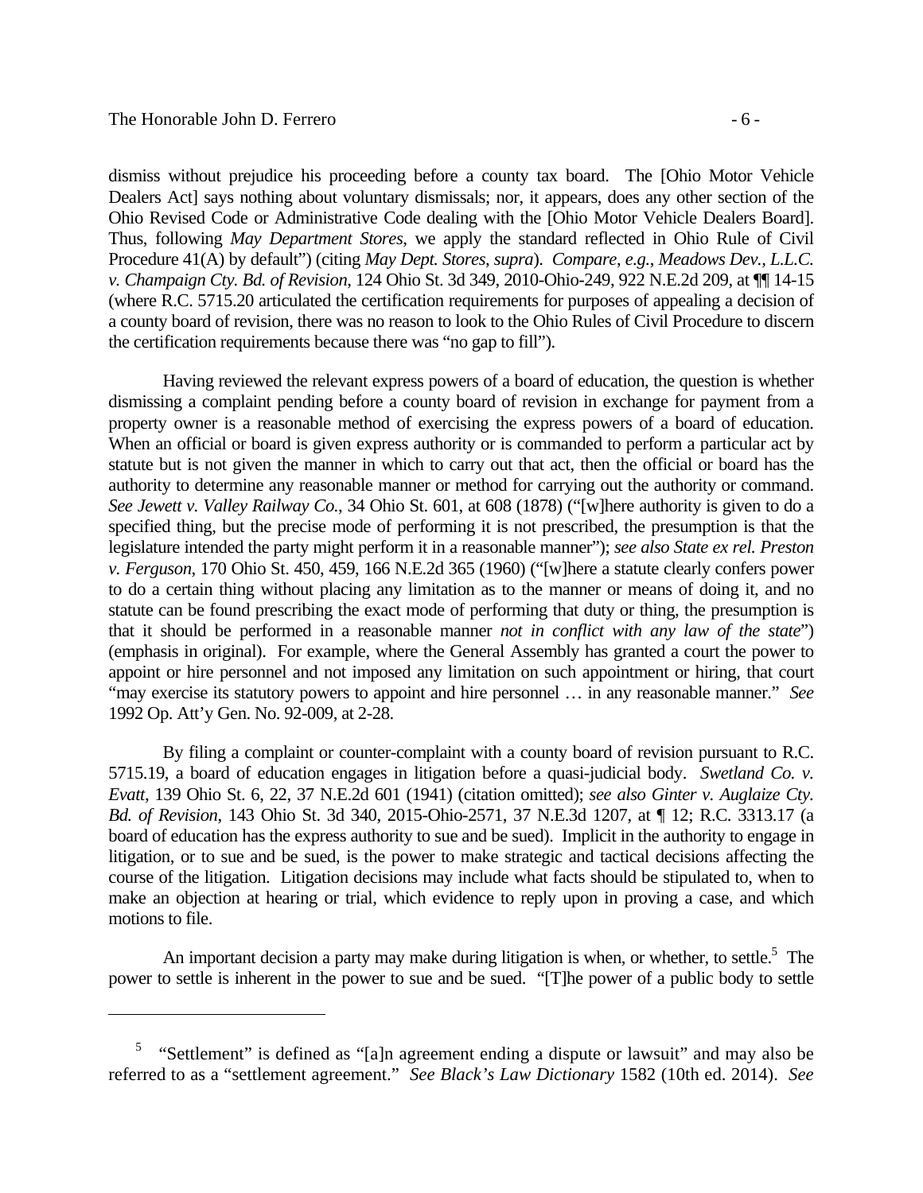dismiss without prejudice his proceeding before a county tax board. The [Ohio Motor Vehicle Dealers Act] says nothing about voluntary dismissals; nor, it appears, does any other section of the Ohio Revised Code or Administrative Code dealing with the [Ohio Motor Vehicle Dealers Board]. Thus, following *May Department Stores*, we apply the standard reflected in Ohio Rule of Civil Procedure 41(A) by default") (citing *May Dept. Stores*, *supra*). *Compare*, *e.g.*, *Meadows Dev., L.L.C. v. Champaign Cty. Bd. of Revision*, 124 Ohio St. 3d 349, 2010-Ohio-249, 922 N.E.2d 209, at ¶¶ 14-15 (where R.C. 5715.20 articulated the certification requirements for purposes of appealing a decision of a county board of revision, there was no reason to look to the Ohio Rules of Civil Procedure to discern the certification requirements because there was "no gap to fill").

Having reviewed the relevant express powers of a board of education, the question is whether dismissing a complaint pending before a county board of revision in exchange for payment from a property owner is a reasonable method of exercising the express powers of a board of education. When an official or board is given express authority or is commanded to perform a particular act by statute but is not given the manner in which to carry out that act, then the official or board has the authority to determine any reasonable manner or method for carrying out the authority or command. *See Jewett v. Valley Railway Co.*, 34 Ohio St. 601, at 608 (1878) ("[w]here authority is given to do a specified thing, but the precise mode of performing it is not prescribed, the presumption is that the legislature intended the party might perform it in a reasonable manner"); *see also State ex rel. Preston v. Ferguson*, 170 Ohio St. 450, 459, 166 N.E.2d 365 (1960) ("[w]here a statute clearly confers power to do a certain thing without placing any limitation as to the manner or means of doing it, and no statute can be found prescribing the exact mode of performing that duty or thing, the presumption is that it should be performed in a reasonable manner *not in conflict with any law of the state*") (emphasis in original). For example, where the General Assembly has granted a court the power to appoint or hire personnel and not imposed any limitation on such appointment or hiring, that court "may exercise its statutory powers to appoint and hire personnel … in any reasonable manner." *See* 1992 Op. Att'y Gen. No. 92-009, at 2-28.

By filing a complaint or counter-complaint with a county board of revision pursuant to R.C. 5715.19, a board of education engages in litigation before a quasi-judicial body. *Swetland Co. v. Evatt*, 139 Ohio St. 6, 22, 37 N.E.2d 601 (1941) (citation omitted); *see also Ginter v. Auglaize Cty. Bd. of Revision*, 143 Ohio St. 3d 340, 2015-Ohio-2571, 37 N.E.3d 1207, at ¶ 12; R.C. 3313.17 (a board of education has the express authority to sue and be sued). Implicit in the authority to engage in litigation, or to sue and be sued, is the power to make strategic and tactical decisions affecting the course of the litigation. Litigation decisions may include what facts should be stipulated to, when to make an objection at hearing or trial, which evidence to reply upon in proving a case, and which motions to file.

An important decision a party may make during litigation is when, or whether, to settle.[5] The power to settle is inherent in the power to sue and be sued. "[T]he power of a public body to settle

---

[5] "Settlement" is defined as "[a]n agreement ending a dispute or lawsuit" and may also be referred to as a "settlement agreement." *See Black's Law Dictionary* 1582 (10th ed. 2014). *See*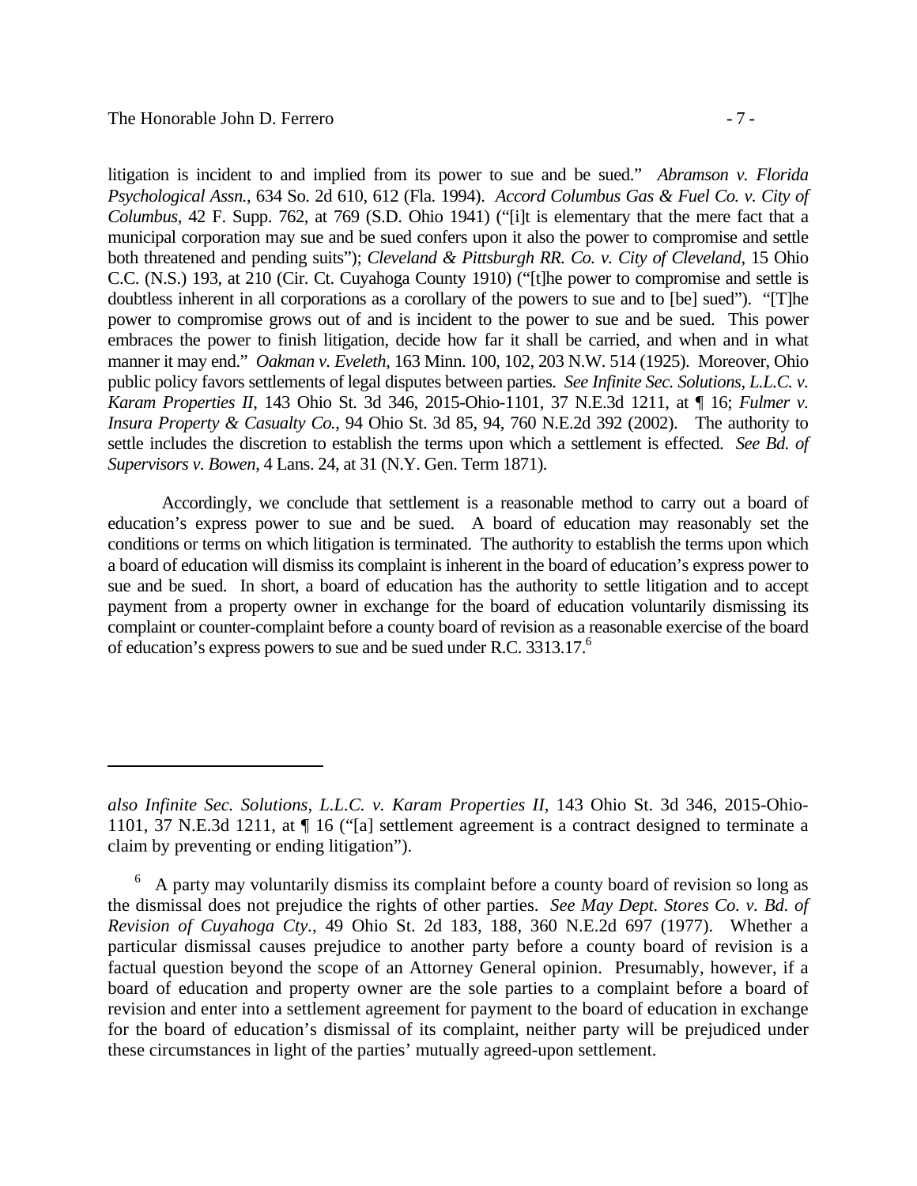litigation is incident to and implied from its power to sue and be sued." *Abramson v. Florida Psychological Assn.*, 634 So. 2d 610, 612 (Fla. 1994). *Accord Columbus Gas & Fuel Co. v. City of Columbus*, 42 F. Supp. 762, at 769 (S.D. Ohio 1941) ("[i]t is elementary that the mere fact that a municipal corporation may sue and be sued confers upon it also the power to compromise and settle both threatened and pending suits"); *Cleveland & Pittsburgh RR. Co. v. City of Cleveland*, 15 Ohio C.C. (N.S.) 193, at 210 (Cir. Ct. Cuyahoga County 1910) ("[t]he power to compromise and settle is doubtless inherent in all corporations as a corollary of the powers to sue and to [be] sued"). "[T]he power to compromise grows out of and is incident to the power to sue and be sued. This power embraces the power to finish litigation, decide how far it shall be carried, and when and in what manner it may end." *Oakman v. Eveleth*, 163 Minn. 100, 102, 203 N.W. 514 (1925). Moreover, Ohio public policy favors settlements of legal disputes between parties. *See Infinite Sec. Solutions, L.L.C. v. Karam Properties II*, 143 Ohio St. 3d 346, 2015-Ohio-1101, 37 N.E.3d 1211, at ¶ 16; *Fulmer v. Insura Property & Casualty Co.*, 94 Ohio St. 3d 85, 94, 760 N.E.2d 392 (2002). The authority to settle includes the discretion to establish the terms upon which a settlement is effected. *See Bd. of Supervisors v. Bowen*, 4 Lans. 24, at 31 (N.Y. Gen. Term 1871).

Accordingly, we conclude that settlement is a reasonable method to carry out a board of education's express power to sue and be sued. A board of education may reasonably set the conditions or terms on which litigation is terminated. The authority to establish the terms upon which a board of education will dismiss its complaint is inherent in the board of education's express power to sue and be sued. In short, a board of education has the authority to settle litigation and to accept payment from a property owner in exchange for the board of education voluntarily dismissing its complaint or counter-complaint before a county board of revision as a reasonable exercise of the board of education's express powers to sue and be sued under R.C. 3313.17.[6]

---

*also Infinite Sec. Solutions, L.L.C. v. Karam Properties II*, 143 Ohio St. 3d 346, 2015-Ohio-1101, 37 N.E.3d 1211, at ¶ 16 ("[a] settlement agreement is a contract designed to terminate a claim by preventing or ending litigation").

[6] A party may voluntarily dismiss its complaint before a county board of revision so long as the dismissal does not prejudice the rights of other parties. *See May Dept. Stores Co. v. Bd. of Revision of Cuyahoga Cty.*, 49 Ohio St. 2d 183, 188, 360 N.E.2d 697 (1977). Whether a particular dismissal causes prejudice to another party before a county board of revision is a factual question beyond the scope of an Attorney General opinion. Presumably, however, if a board of education and property owner are the sole parties to a complaint before a board of revision and enter into a settlement agreement for payment to the board of education in exchange for the board of education's dismissal of its complaint, neither party will be prejudiced under these circumstances in light of the parties' mutually agreed-upon settlement.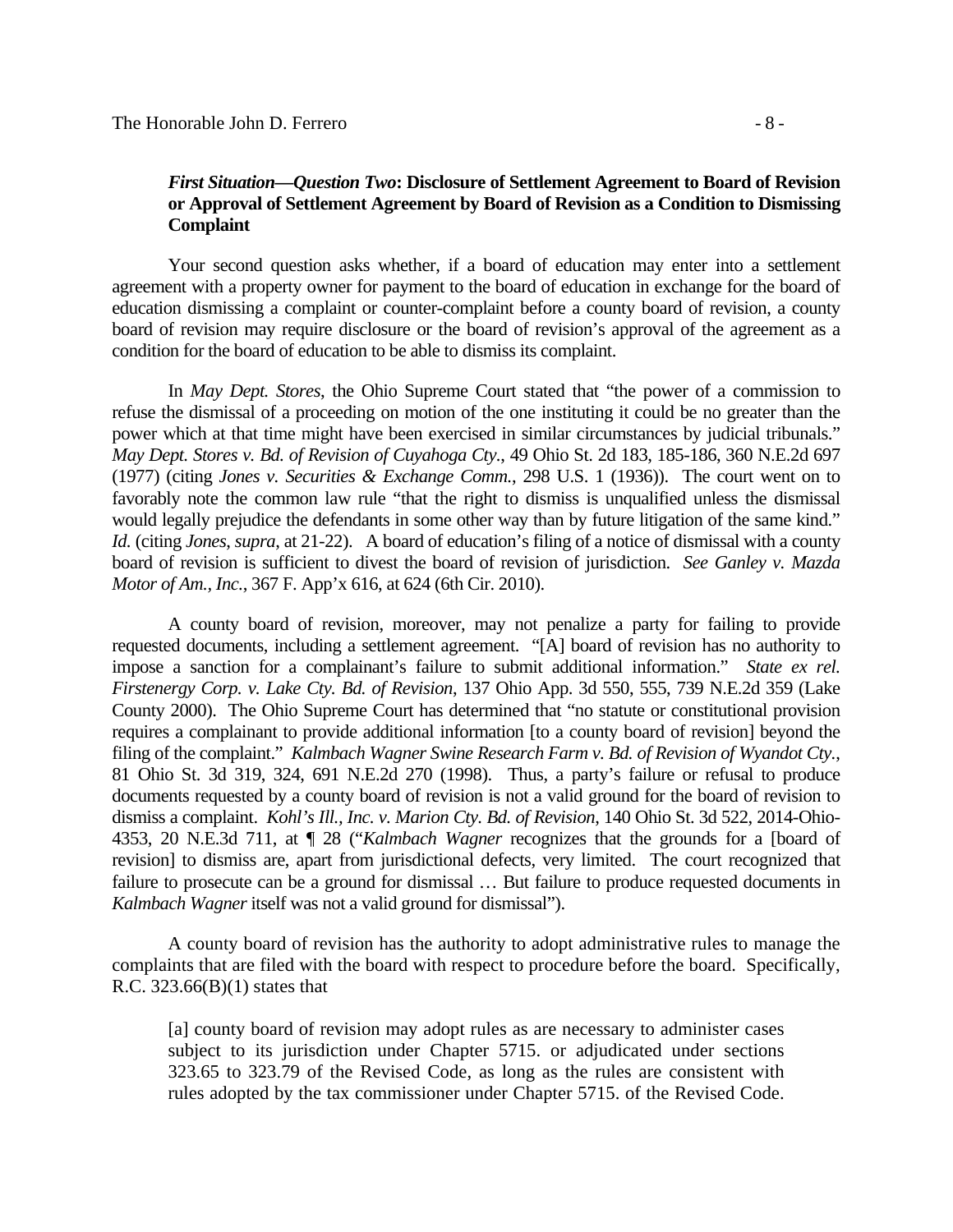***First Situation—Question Two*: Disclosure of Settlement Agreement to Board of Revision or Approval of Settlement Agreement by Board of Revision as a Condition to Dismissing Complaint**

Your second question asks whether, if a board of education may enter into a settlement agreement with a property owner for payment to the board of education in exchange for the board of education dismissing a complaint or counter-complaint before a county board of revision, a county board of revision may require disclosure or the board of revision's approval of the agreement as a condition for the board of education to be able to dismiss its complaint.

In *May Dept. Stores*, the Ohio Supreme Court stated that "the power of a commission to refuse the dismissal of a proceeding on motion of the one instituting it could be no greater than the power which at that time might have been exercised in similar circumstances by judicial tribunals." *May Dept. Stores v. Bd. of Revision of Cuyahoga Cty.*, 49 Ohio St. 2d 183, 185-186, 360 N.E.2d 697 (1977) (citing *Jones v. Securities & Exchange Comm.*, 298 U.S. 1 (1936)). The court went on to favorably note the common law rule "that the right to dismiss is unqualified unless the dismissal would legally prejudice the defendants in some other way than by future litigation of the same kind." *Id.* (citing *Jones*, *supra*, at 21-22). A board of education's filing of a notice of dismissal with a county board of revision is sufficient to divest the board of revision of jurisdiction. *See Ganley v. Mazda Motor of Am., Inc.*, 367 F. App'x 616, at 624 (6th Cir. 2010).

A county board of revision, moreover, may not penalize a party for failing to provide requested documents, including a settlement agreement. "[A] board of revision has no authority to impose a sanction for a complainant's failure to submit additional information." *State ex rel. Firstenergy Corp. v. Lake Cty. Bd. of Revision*, 137 Ohio App. 3d 550, 555, 739 N.E.2d 359 (Lake County 2000). The Ohio Supreme Court has determined that "no statute or constitutional provision requires a complainant to provide additional information [to a county board of revision] beyond the filing of the complaint." *Kalmbach Wagner Swine Research Farm v. Bd. of Revision of Wyandot Cty.*, 81 Ohio St. 3d 319, 324, 691 N.E.2d 270 (1998). Thus, a party's failure or refusal to produce documents requested by a county board of revision is not a valid ground for the board of revision to dismiss a complaint. *Kohl's Ill., Inc. v. Marion Cty. Bd. of Revision*, 140 Ohio St. 3d 522, 2014-Ohio-4353, 20 N.E.3d 711, at ¶ 28 ("*Kalmbach Wagner* recognizes that the grounds for a [board of revision] to dismiss are, apart from jurisdictional defects, very limited. The court recognized that failure to prosecute can be a ground for dismissal … But failure to produce requested documents in *Kalmbach Wagner* itself was not a valid ground for dismissal").

A county board of revision has the authority to adopt administrative rules to manage the complaints that are filed with the board with respect to procedure before the board. Specifically, R.C. 323.66(B)(1) states that

> [a] county board of revision may adopt rules as are necessary to administer cases subject to its jurisdiction under Chapter 5715. or adjudicated under sections 323.65 to 323.79 of the Revised Code, as long as the rules are consistent with rules adopted by the tax commissioner under Chapter 5715. of the Revised Code.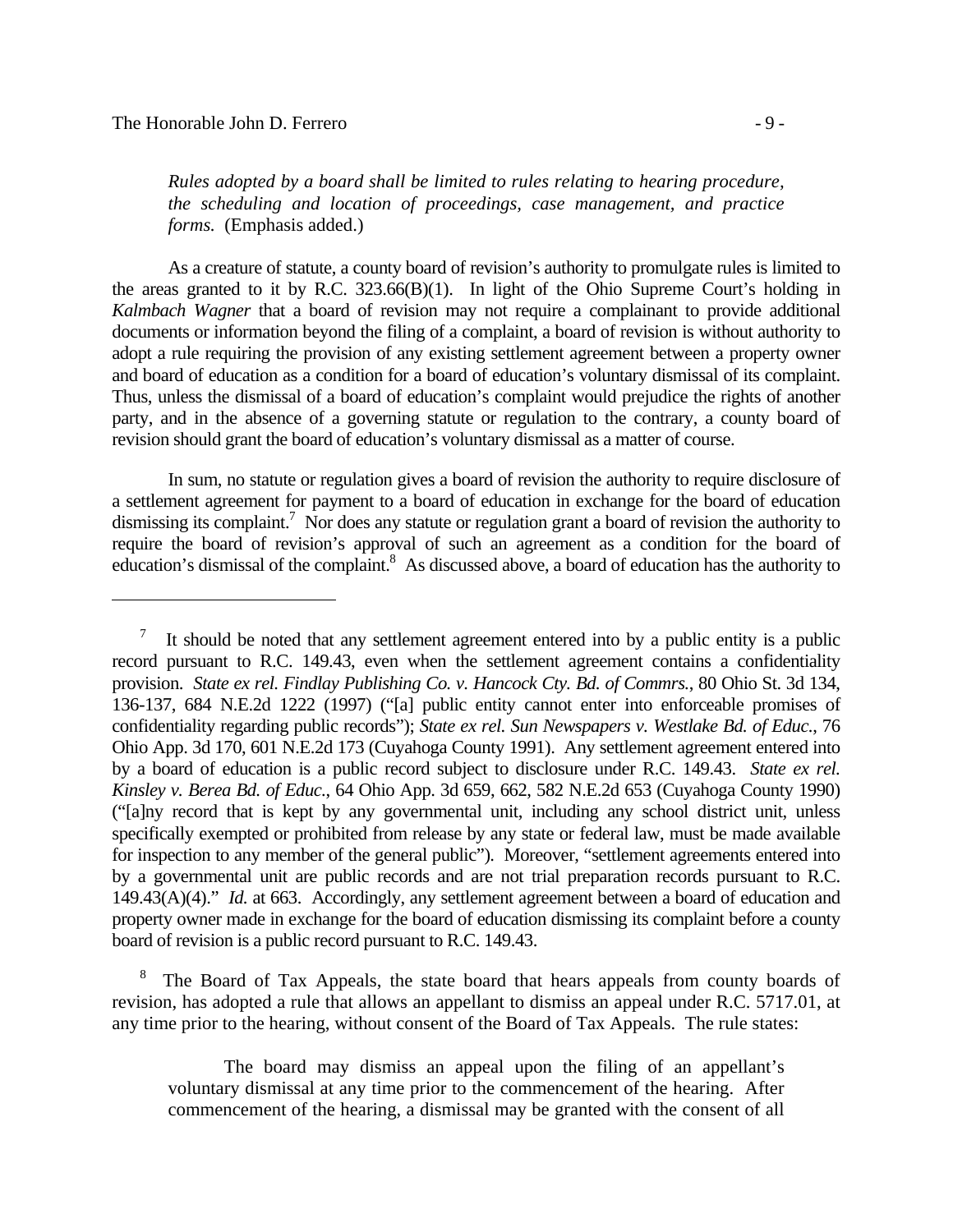*Rules adopted by a board shall be limited to rules relating to hearing procedure, the scheduling and location of proceedings, case management, and practice forms.* (Emphasis added.)

As a creature of statute, a county board of revision's authority to promulgate rules is limited to the areas granted to it by R.C. 323.66(B)(1). In light of the Ohio Supreme Court's holding in *Kalmbach Wagner* that a board of revision may not require a complainant to provide additional documents or information beyond the filing of a complaint, a board of revision is without authority to adopt a rule requiring the provision of any existing settlement agreement between a property owner and board of education as a condition for a board of education's voluntary dismissal of its complaint. Thus, unless the dismissal of a board of education's complaint would prejudice the rights of another party, and in the absence of a governing statute or regulation to the contrary, a county board of revision should grant the board of education's voluntary dismissal as a matter of course.

In sum, no statute or regulation gives a board of revision the authority to require disclosure of a settlement agreement for payment to a board of education in exchange for the board of education dismissing its complaint.[7] Nor does any statute or regulation grant a board of revision the authority to require the board of revision's approval of such an agreement as a condition for the board of education's dismissal of the complaint.[8] As discussed above, a board of education has the authority to

---

[7] It should be noted that any settlement agreement entered into by a public entity is a public record pursuant to R.C. 149.43, even when the settlement agreement contains a confidentiality provision. *State ex rel. Findlay Publishing Co. v. Hancock Cty. Bd. of Commrs.*, 80 Ohio St. 3d 134, 136-137, 684 N.E.2d 1222 (1997) ("[a] public entity cannot enter into enforceable promises of confidentiality regarding public records"); *State ex rel. Sun Newspapers v. Westlake Bd. of Educ.*, 76 Ohio App. 3d 170, 601 N.E.2d 173 (Cuyahoga County 1991). Any settlement agreement entered into by a board of education is a public record subject to disclosure under R.C. 149.43. *State ex rel. Kinsley v. Berea Bd. of Educ.*, 64 Ohio App. 3d 659, 662, 582 N.E.2d 653 (Cuyahoga County 1990) ("[a]ny record that is kept by any governmental unit, including any school district unit, unless specifically exempted or prohibited from release by any state or federal law, must be made available for inspection to any member of the general public"). Moreover, "settlement agreements entered into by a governmental unit are public records and are not trial preparation records pursuant to R.C. 149.43(A)(4)." *Id.* at 663. Accordingly, any settlement agreement between a board of education and property owner made in exchange for the board of education dismissing its complaint before a county board of revision is a public record pursuant to R.C. 149.43.

[8] The Board of Tax Appeals, the state board that hears appeals from county boards of revision, has adopted a rule that allows an appellant to dismiss an appeal under R.C. 5717.01, at any time prior to the hearing, without consent of the Board of Tax Appeals. The rule states:

> The board may dismiss an appeal upon the filing of an appellant's voluntary dismissal at any time prior to the commencement of the hearing. After commencement of the hearing, a dismissal may be granted with the consent of all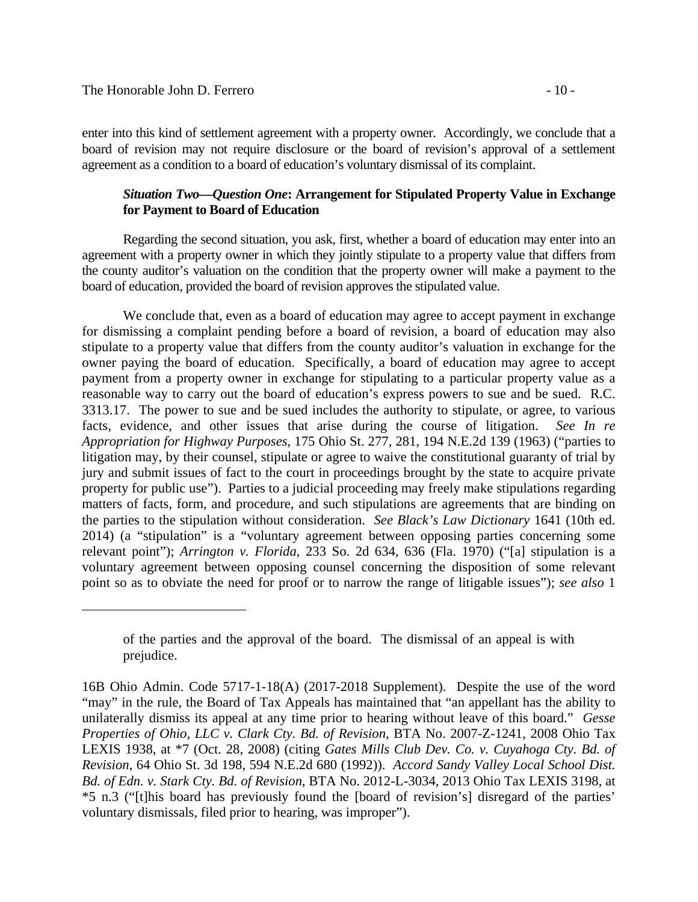enter into this kind of settlement agreement with a property owner. Accordingly, we conclude that a board of revision may not require disclosure or the board of revision's approval of a settlement agreement as a condition to a board of education's voluntary dismissal of its complaint.

### *Situation Two—Question One*: Arrangement for Stipulated Property Value in Exchange for Payment to Board of Education

Regarding the second situation, you ask, first, whether a board of education may enter into an agreement with a property owner in which they jointly stipulate to a property value that differs from the county auditor's valuation on the condition that the property owner will make a payment to the board of education, provided the board of revision approves the stipulated value.

We conclude that, even as a board of education may agree to accept payment in exchange for dismissing a complaint pending before a board of revision, a board of education may also stipulate to a property value that differs from the county auditor's valuation in exchange for the owner paying the board of education. Specifically, a board of education may agree to accept payment from a property owner in exchange for stipulating to a particular property value as a reasonable way to carry out the board of education's express powers to sue and be sued. R.C. 3313.17. The power to sue and be sued includes the authority to stipulate, or agree, to various facts, evidence, and other issues that arise during the course of litigation. *See In re Appropriation for Highway Purposes*, 175 Ohio St. 277, 281, 194 N.E.2d 139 (1963) ("parties to litigation may, by their counsel, stipulate or agree to waive the constitutional guaranty of trial by jury and submit issues of fact to the court in proceedings brought by the state to acquire private property for public use"). Parties to a judicial proceeding may freely make stipulations regarding matters of facts, form, and procedure, and such stipulations are agreements that are binding on the parties to the stipulation without consideration. *See Black's Law Dictionary* 1641 (10th ed. 2014) (a "stipulation" is a "voluntary agreement between opposing parties concerning some relevant point"); *Arrington v. Florida*, 233 So. 2d 634, 636 (Fla. 1970) ("[a] stipulation is a voluntary agreement between opposing counsel concerning the disposition of some relevant point so as to obviate the need for proof or to narrow the range of litigable issues"); *see also* 1

---

> of the parties and the approval of the board. The dismissal of an appeal is with prejudice.

16B Ohio Admin. Code 5717-1-18(A) (2017-2018 Supplement). Despite the use of the word "may" in the rule, the Board of Tax Appeals has maintained that "an appellant has the ability to unilaterally dismiss its appeal at any time prior to hearing without leave of this board." *Gesse Properties of Ohio, LLC v. Clark Cty. Bd. of Revision*, BTA No. 2007-Z-1241, 2008 Ohio Tax LEXIS 1938, at *7 (Oct. 28, 2008) (citing *Gates Mills Club Dev. Co. v. Cuyahoga Cty. Bd. of Revision*, 64 Ohio St. 3d 198, 594 N.E.2d 680 (1992)). *Accord Sandy Valley Local School Dist. Bd. of Edn. v. Stark Cty. Bd. of Revision*, BTA No. 2012-L-3034, 2013 Ohio Tax LEXIS 3198, at *5 n.3 ("[t]his board has previously found the [board of revision's] disregard of the parties' voluntary dismissals, filed prior to hearing, was improper").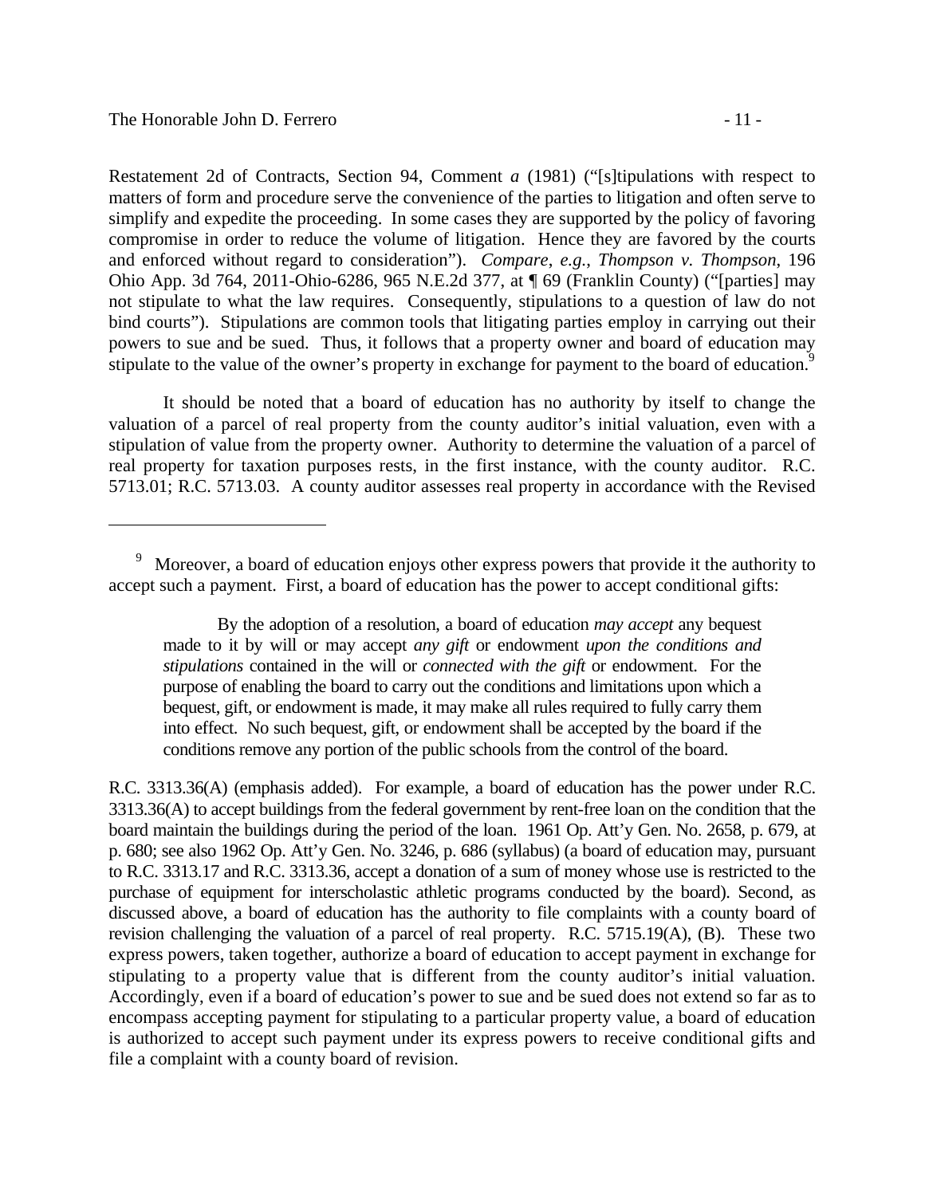Restatement 2d of Contracts, Section 94, Comment *a* (1981) ("[s]tipulations with respect to matters of form and procedure serve the convenience of the parties to litigation and often serve to simplify and expedite the proceeding. In some cases they are supported by the policy of favoring compromise in order to reduce the volume of litigation. Hence they are favored by the courts and enforced without regard to consideration"). *Compare*, *e.g.*, *Thompson v. Thompson*, 196 Ohio App. 3d 764, 2011-Ohio-6286, 965 N.E.2d 377, at ¶ 69 (Franklin County) ("[parties] may not stipulate to what the law requires. Consequently, stipulations to a question of law do not bind courts"). Stipulations are common tools that litigating parties employ in carrying out their powers to sue and be sued. Thus, it follows that a property owner and board of education may stipulate to the value of the owner's property in exchange for payment to the board of education.[9]

It should be noted that a board of education has no authority by itself to change the valuation of a parcel of real property from the county auditor's initial valuation, even with a stipulation of value from the property owner. Authority to determine the valuation of a parcel of real property for taxation purposes rests, in the first instance, with the county auditor. R.C. 5713.01; R.C. 5713.03. A county auditor assesses real property in accordance with the Revised

---

[9] Moreover, a board of education enjoys other express powers that provide it the authority to accept such a payment. First, a board of education has the power to accept conditional gifts:

> By the adoption of a resolution, a board of education *may accept* any bequest made to it by will or may accept *any gift* or endowment *upon the conditions and stipulations* contained in the will or *connected with the gift* or endowment. For the purpose of enabling the board to carry out the conditions and limitations upon which a bequest, gift, or endowment is made, it may make all rules required to fully carry them into effect. No such bequest, gift, or endowment shall be accepted by the board if the conditions remove any portion of the public schools from the control of the board.

R.C. 3313.36(A) (emphasis added). For example, a board of education has the power under R.C. 3313.36(A) to accept buildings from the federal government by rent-free loan on the condition that the board maintain the buildings during the period of the loan. 1961 Op. Att'y Gen. No. 2658, p. 679, at p. 680; see also 1962 Op. Att'y Gen. No. 3246, p. 686 (syllabus) (a board of education may, pursuant to R.C. 3313.17 and R.C. 3313.36, accept a donation of a sum of money whose use is restricted to the purchase of equipment for interscholastic athletic programs conducted by the board). Second, as discussed above, a board of education has the authority to file complaints with a county board of revision challenging the valuation of a parcel of real property. R.C. 5715.19(A), (B). These two express powers, taken together, authorize a board of education to accept payment in exchange for stipulating to a property value that is different from the county auditor's initial valuation. Accordingly, even if a board of education's power to sue and be sued does not extend so far as to encompass accepting payment for stipulating to a particular property value, a board of education is authorized to accept such payment under its express powers to receive conditional gifts and file a complaint with a county board of revision.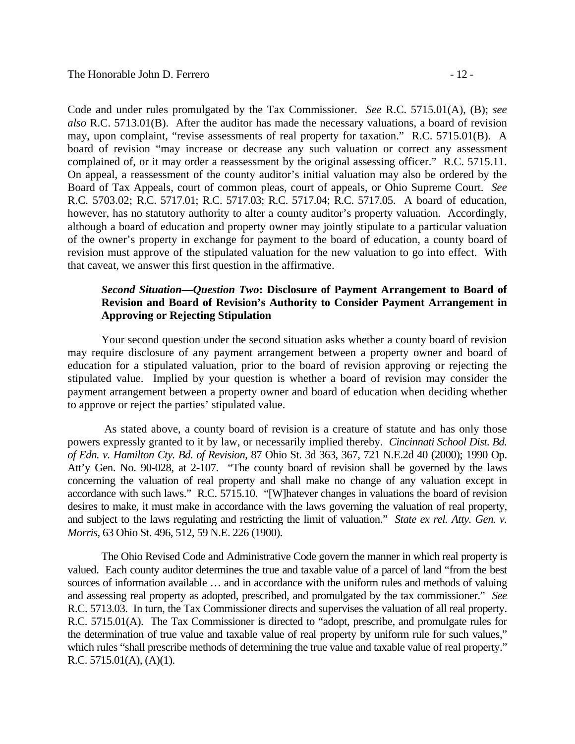Code and under rules promulgated by the Tax Commissioner. *See* R.C. 5715.01(A), (B); *see also* R.C. 5713.01(B). After the auditor has made the necessary valuations, a board of revision may, upon complaint, "revise assessments of real property for taxation." R.C. 5715.01(B). A board of revision "may increase or decrease any such valuation or correct any assessment complained of, or it may order a reassessment by the original assessing officer." R.C. 5715.11. On appeal, a reassessment of the county auditor's initial valuation may also be ordered by the Board of Tax Appeals, court of common pleas, court of appeals, or Ohio Supreme Court. *See* R.C. 5703.02; R.C. 5717.01; R.C. 5717.03; R.C. 5717.04; R.C. 5717.05. A board of education, however, has no statutory authority to alter a county auditor's property valuation. Accordingly, although a board of education and property owner may jointly stipulate to a particular valuation of the owner's property in exchange for payment to the board of education, a county board of revision must approve of the stipulated valuation for the new valuation to go into effect. With that caveat, we answer this first question in the affirmative.

***Second Situation—Question Two*: Disclosure of Payment Arrangement to Board of Revision and Board of Revision's Authority to Consider Payment Arrangement in Approving or Rejecting Stipulation**

Your second question under the second situation asks whether a county board of revision may require disclosure of any payment arrangement between a property owner and board of education for a stipulated valuation, prior to the board of revision approving or rejecting the stipulated value. Implied by your question is whether a board of revision may consider the payment arrangement between a property owner and board of education when deciding whether to approve or reject the parties' stipulated value.

As stated above, a county board of revision is a creature of statute and has only those powers expressly granted to it by law, or necessarily implied thereby. *Cincinnati School Dist. Bd. of Edn. v. Hamilton Cty. Bd. of Revision*, 87 Ohio St. 3d 363, 367, 721 N.E.2d 40 (2000); 1990 Op. Att'y Gen. No. 90-028, at 2-107. "The county board of revision shall be governed by the laws concerning the valuation of real property and shall make no change of any valuation except in accordance with such laws." R.C. 5715.10. "[W]hatever changes in valuations the board of revision desires to make, it must make in accordance with the laws governing the valuation of real property, and subject to the laws regulating and restricting the limit of valuation." *State ex rel. Atty. Gen. v. Morris*, 63 Ohio St. 496, 512, 59 N.E. 226 (1900).

The Ohio Revised Code and Administrative Code govern the manner in which real property is valued. Each county auditor determines the true and taxable value of a parcel of land "from the best sources of information available … and in accordance with the uniform rules and methods of valuing and assessing real property as adopted, prescribed, and promulgated by the tax commissioner." *See* R.C. 5713.03. In turn, the Tax Commissioner directs and supervises the valuation of all real property. R.C. 5715.01(A). The Tax Commissioner is directed to "adopt, prescribe, and promulgate rules for the determination of true value and taxable value of real property by uniform rule for such values," which rules "shall prescribe methods of determining the true value and taxable value of real property." R.C. 5715.01(A), (A)(1).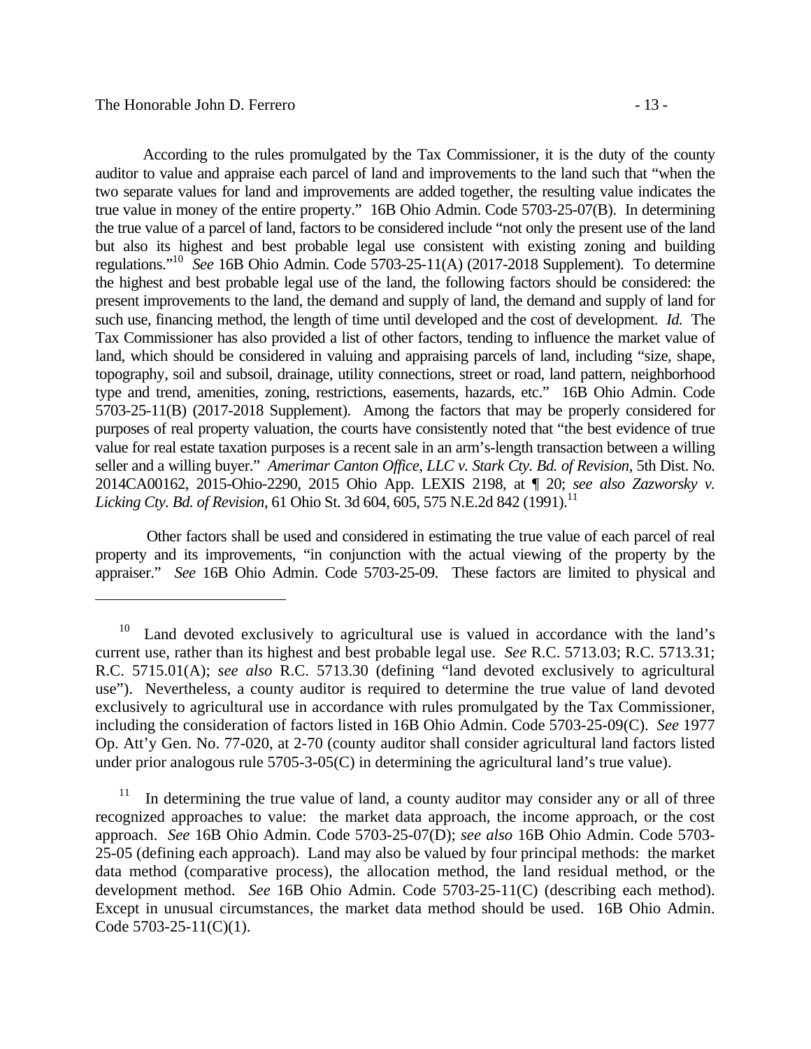According to the rules promulgated by the Tax Commissioner, it is the duty of the county auditor to value and appraise each parcel of land and improvements to the land such that "when the two separate values for land and improvements are added together, the resulting value indicates the true value in money of the entire property." 16B Ohio Admin. Code 5703-25-07(B). In determining the true value of a parcel of land, factors to be considered include "not only the present use of the land but also its highest and best probable legal use consistent with existing zoning and building regulations."[10] *See* 16B Ohio Admin. Code 5703-25-11(A) (2017-2018 Supplement). To determine the highest and best probable legal use of the land, the following factors should be considered: the present improvements to the land, the demand and supply of land, the demand and supply of land for such use, financing method, the length of time until developed and the cost of development. *Id.* The Tax Commissioner has also provided a list of other factors, tending to influence the market value of land, which should be considered in valuing and appraising parcels of land, including "size, shape, topography, soil and subsoil, drainage, utility connections, street or road, land pattern, neighborhood type and trend, amenities, zoning, restrictions, easements, hazards, etc." 16B Ohio Admin. Code 5703-25-11(B) (2017-2018 Supplement). Among the factors that may be properly considered for purposes of real property valuation, the courts have consistently noted that "the best evidence of true value for real estate taxation purposes is a recent sale in an arm's-length transaction between a willing seller and a willing buyer." *Amerimar Canton Office, LLC v. Stark Cty. Bd. of Revision*, 5th Dist. No. 2014CA00162, 2015-Ohio-2290, 2015 Ohio App. LEXIS 2198, at ¶ 20; *see also Zazworsky v. Licking Cty. Bd. of Revision*, 61 Ohio St. 3d 604, 605, 575 N.E.2d 842 (1991).[11]

Other factors shall be used and considered in estimating the true value of each parcel of real property and its improvements, "in conjunction with the actual viewing of the property by the appraiser." *See* 16B Ohio Admin. Code 5703-25-09. These factors are limited to physical and

---

[10] Land devoted exclusively to agricultural use is valued in accordance with the land's current use, rather than its highest and best probable legal use. *See* R.C. 5713.03; R.C. 5713.31; R.C. 5715.01(A); *see also* R.C. 5713.30 (defining "land devoted exclusively to agricultural use"). Nevertheless, a county auditor is required to determine the true value of land devoted exclusively to agricultural use in accordance with rules promulgated by the Tax Commissioner, including the consideration of factors listed in 16B Ohio Admin. Code 5703-25-09(C). *See* 1977 Op. Att'y Gen. No. 77-020, at 2-70 (county auditor shall consider agricultural land factors listed under prior analogous rule 5705-3-05(C) in determining the agricultural land's true value).

[11] In determining the true value of land, a county auditor may consider any or all of three recognized approaches to value: the market data approach, the income approach, or the cost approach. *See* 16B Ohio Admin. Code 5703-25-07(D); *see also* 16B Ohio Admin. Code 5703-25-05 (defining each approach). Land may also be valued by four principal methods: the market data method (comparative process), the allocation method, the land residual method, or the development method. *See* 16B Ohio Admin. Code 5703-25-11(C) (describing each method). Except in unusual circumstances, the market data method should be used. 16B Ohio Admin. Code 5703-25-11(C)(1).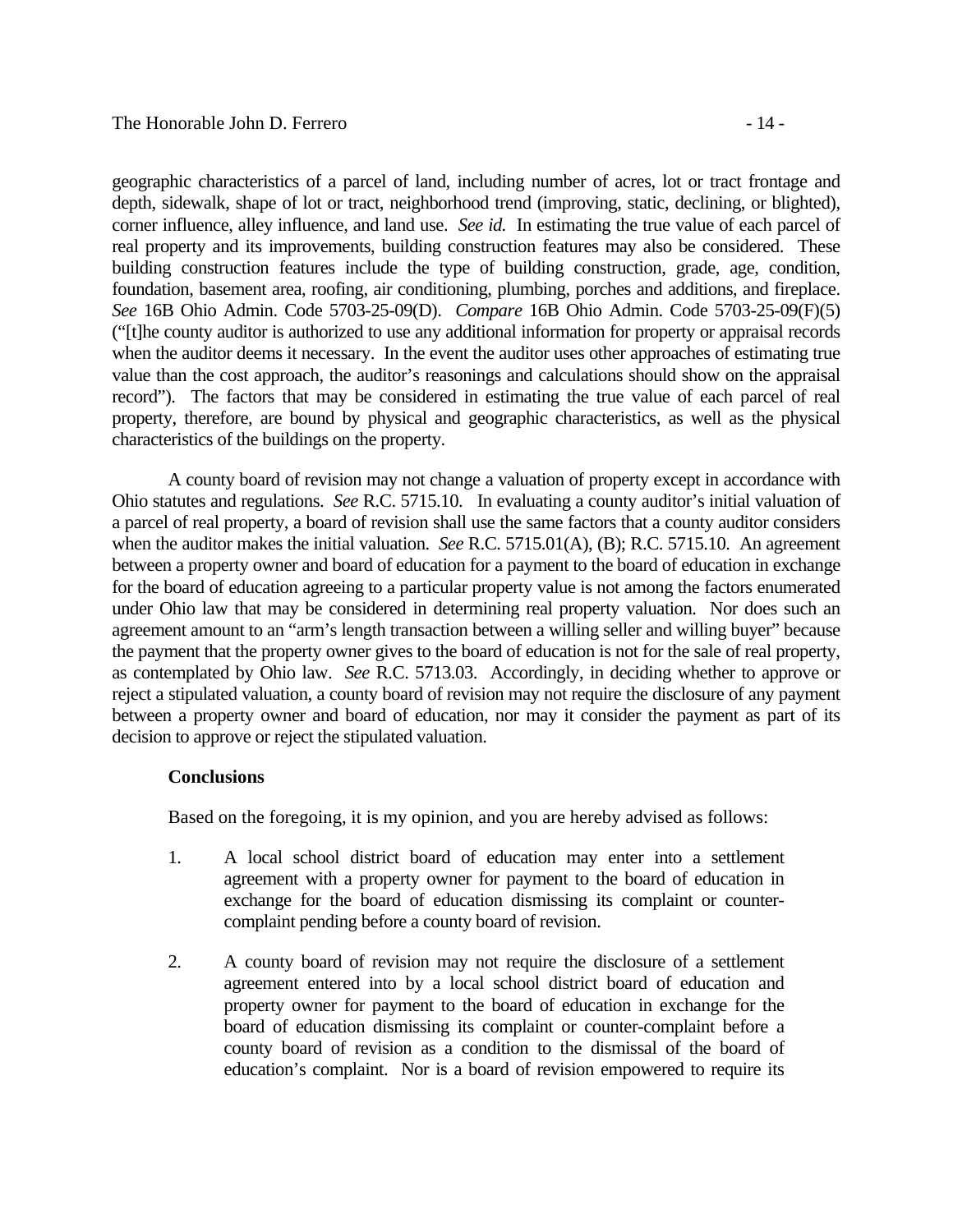geographic characteristics of a parcel of land, including number of acres, lot or tract frontage and depth, sidewalk, shape of lot or tract, neighborhood trend (improving, static, declining, or blighted), corner influence, alley influence, and land use. *See id.* In estimating the true value of each parcel of real property and its improvements, building construction features may also be considered. These building construction features include the type of building construction, grade, age, condition, foundation, basement area, roofing, air conditioning, plumbing, porches and additions, and fireplace. *See* 16B Ohio Admin. Code 5703-25-09(D). *Compare* 16B Ohio Admin. Code 5703-25-09(F)(5) ("[t]he county auditor is authorized to use any additional information for property or appraisal records when the auditor deems it necessary. In the event the auditor uses other approaches of estimating true value than the cost approach, the auditor's reasonings and calculations should show on the appraisal record"). The factors that may be considered in estimating the true value of each parcel of real property, therefore, are bound by physical and geographic characteristics, as well as the physical characteristics of the buildings on the property.

A county board of revision may not change a valuation of property except in accordance with Ohio statutes and regulations. *See* R.C. 5715.10. In evaluating a county auditor's initial valuation of a parcel of real property, a board of revision shall use the same factors that a county auditor considers when the auditor makes the initial valuation. *See* R.C. 5715.01(A), (B); R.C. 5715.10. An agreement between a property owner and board of education for a payment to the board of education in exchange for the board of education agreeing to a particular property value is not among the factors enumerated under Ohio law that may be considered in determining real property valuation. Nor does such an agreement amount to an "arm's length transaction between a willing seller and willing buyer" because the payment that the property owner gives to the board of education is not for the sale of real property, as contemplated by Ohio law. *See* R.C. 5713.03. Accordingly, in deciding whether to approve or reject a stipulated valuation, a county board of revision may not require the disclosure of any payment between a property owner and board of education, nor may it consider the payment as part of its decision to approve or reject the stipulated valuation.

**Conclusions**

Based on the foregoing, it is my opinion, and you are hereby advised as follows:

1. A local school district board of education may enter into a settlement agreement with a property owner for payment to the board of education in exchange for the board of education dismissing its complaint or counter-complaint pending before a county board of revision.

2. A county board of revision may not require the disclosure of a settlement agreement entered into by a local school district board of education and property owner for payment to the board of education in exchange for the board of education dismissing its complaint or counter-complaint before a county board of revision as a condition to the dismissal of the board of education's complaint. Nor is a board of revision empowered to require its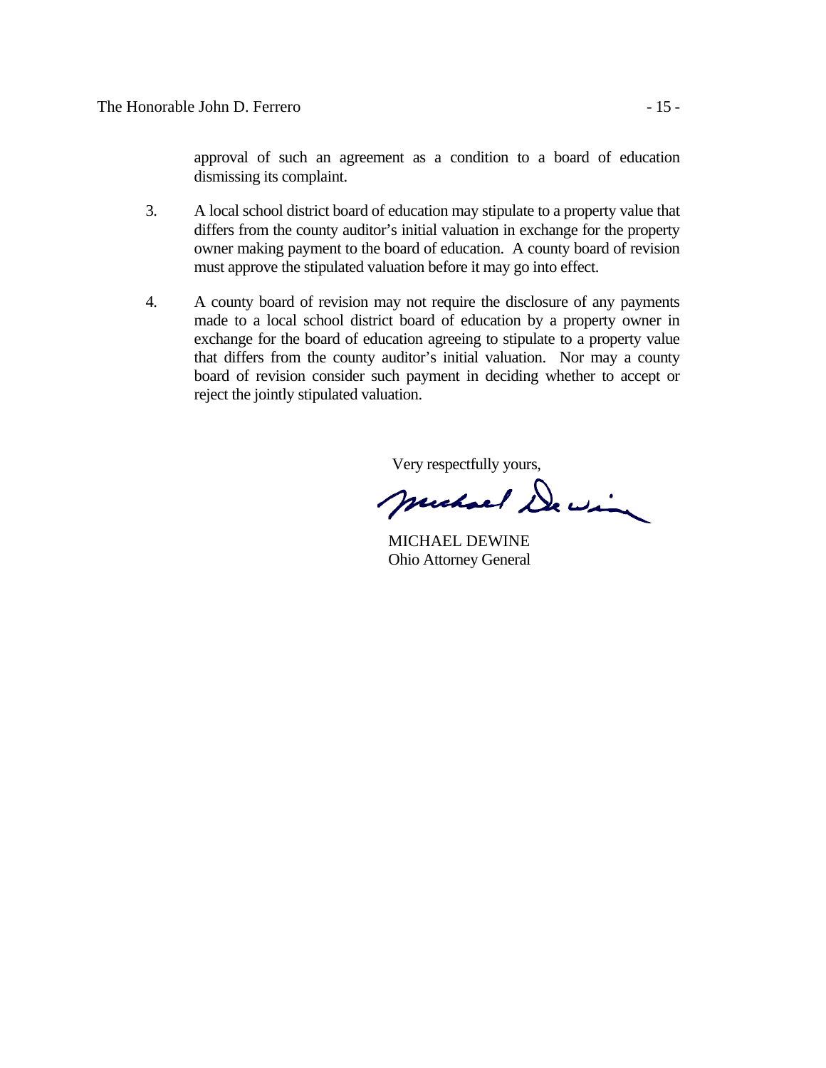approval of such an agreement as a condition to a board of education dismissing its complaint.

3. A local school district board of education may stipulate to a property value that differs from the county auditor's initial valuation in exchange for the property owner making payment to the board of education. A county board of revision must approve the stipulated valuation before it may go into effect.

4. A county board of revision may not require the disclosure of any payments made to a local school district board of education by a property owner in exchange for the board of education agreeing to stipulate to a property value that differs from the county auditor's initial valuation. Nor may a county board of revision consider such payment in deciding whether to accept or reject the jointly stipulated valuation.

Very respectfully yours,

MICHAEL DEWINE
Ohio Attorney General